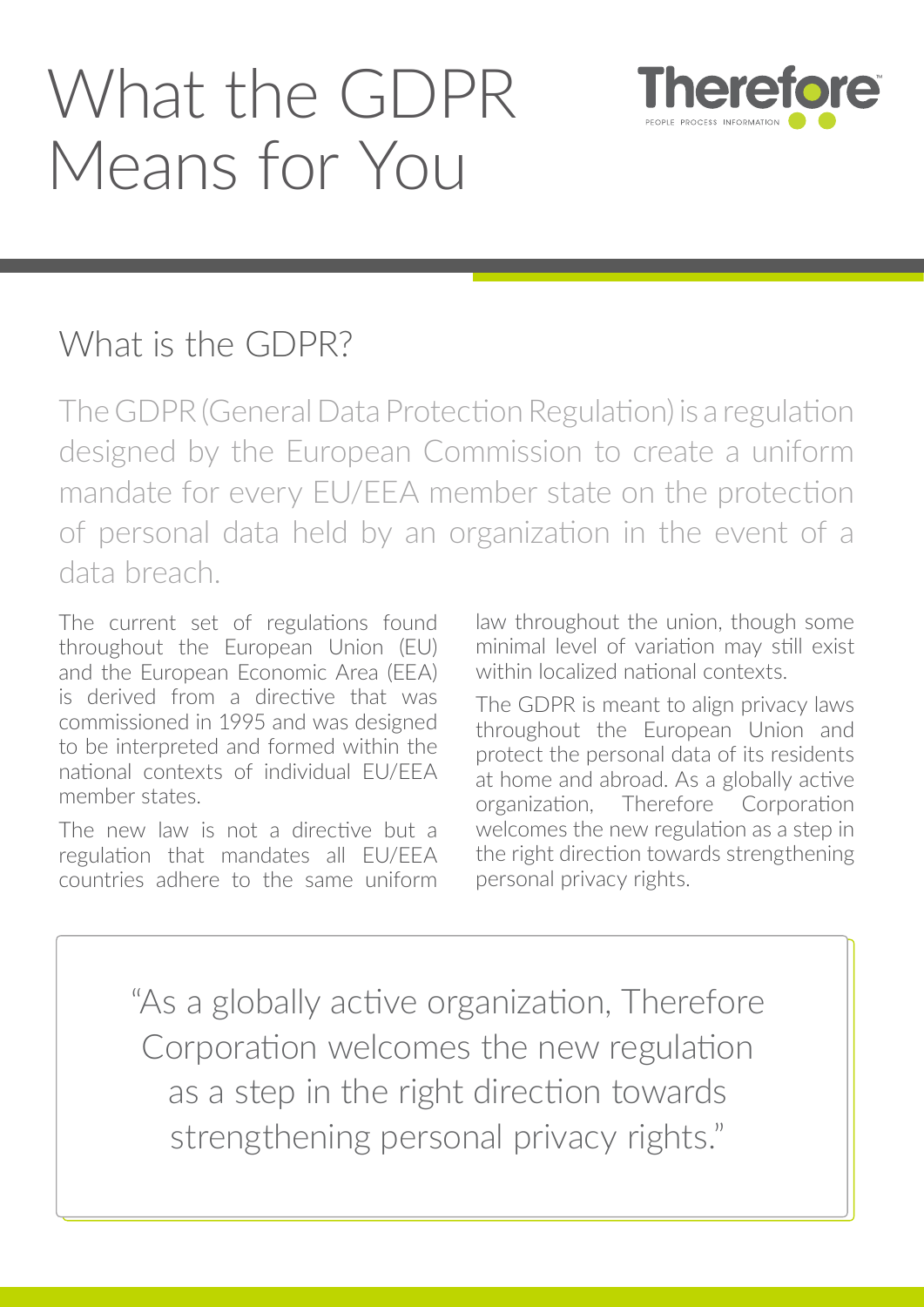# What the GDPR Means for You

Therefore
PEOPLE PROCESS INFORMATION

## What is the GDPR?

The GDPR (General Data Protection Regulation) is a regulation designed by the European Commission to create a uniform mandate for every EU/EEA member state on the protection of personal data held by an organization in the event of a data breach.

The current set of regulations found throughout the European Union (EU) and the European Economic Area (EEA) is derived from a directive that was commissioned in 1995 and was designed to be interpreted and formed within the national contexts of individual EU/EEA member states.

The new law is not a directive but a regulation that mandates all EU/EEA countries adhere to the same uniform law throughout the union, though some minimal level of variation may still exist within localized national contexts.

The GDPR is meant to align privacy laws throughout the European Union and protect the personal data of its residents at home and abroad. As a globally active organization, Therefore Corporation welcomes the new regulation as a step in the right direction towards strengthening personal privacy rights.

> "As a globally active organization, Therefore Corporation welcomes the new regulation as a step in the right direction towards strengthening personal privacy rights."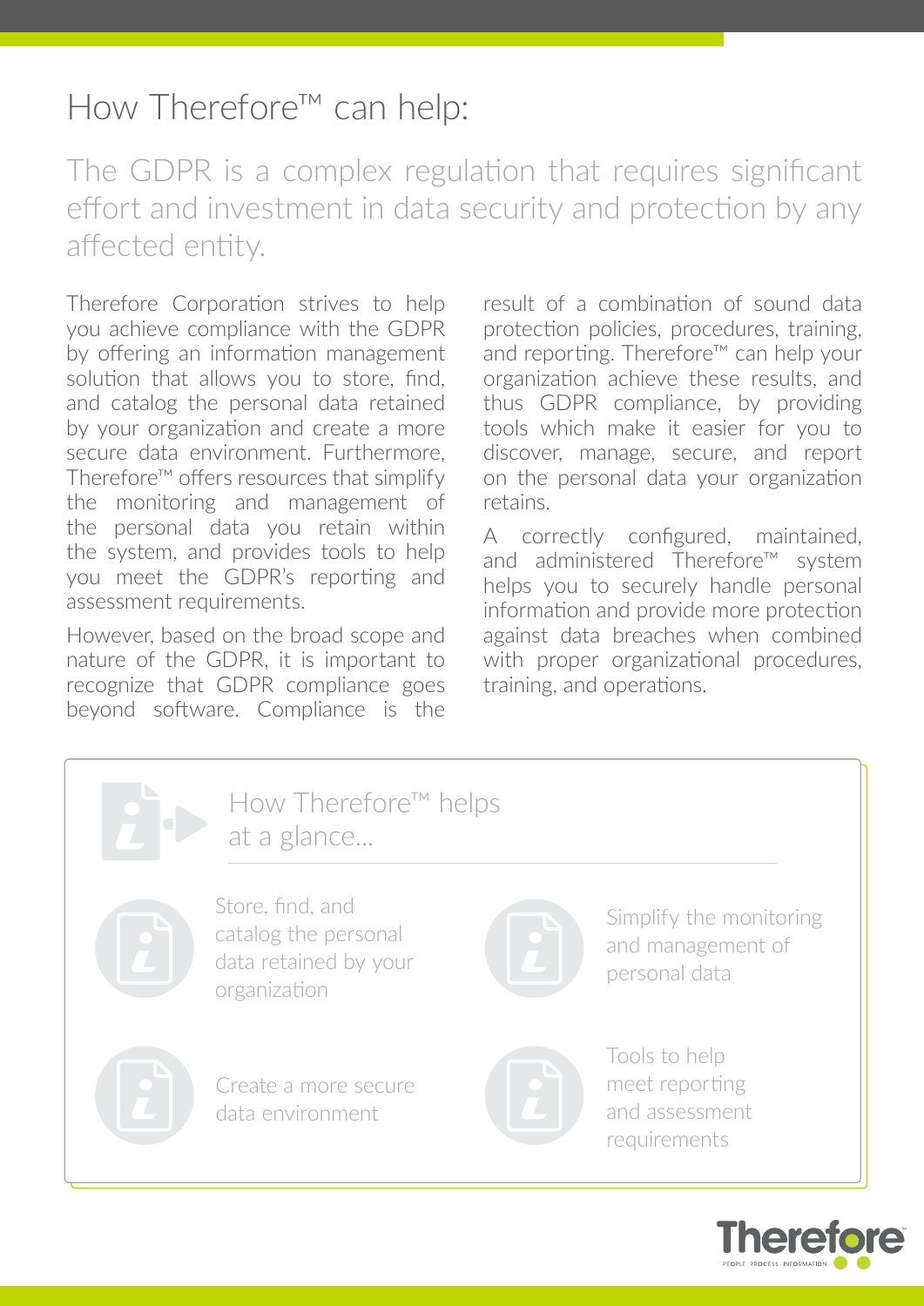# How Therefore™ can help:

The GDPR is a complex regulation that requires significant effort and investment in data security and protection by any affected entity.

Therefore Corporation strives to help you achieve compliance with the GDPR by offering an information management solution that allows you to store, find, and catalog the personal data retained by your organization and create a more secure data environment. Furthermore, Therefore™ offers resources that simplify the monitoring and management of the personal data you retain within the system, and provides tools to help you meet the GDPR's reporting and assessment requirements.

However, based on the broad scope and nature of the GDPR, it is important to recognize that GDPR compliance goes beyond software. Compliance is the result of a combination of sound data protection policies, procedures, training, and reporting. Therefore™ can help your organization achieve these results, and thus GDPR compliance, by providing tools which make it easier for you to discover, manage, secure, and report on the personal data your organization retains.

A correctly configured, maintained, and administered Therefore™ system helps you to securely handle personal information and provide more protection against data breaches when combined with proper organizational procedures, training, and operations.

## How Therefore™ helps at a glance...

- Store, find, and catalog the personal data retained by your organization
- Simplify the monitoring and management of personal data
- Create a more secure data environment
- Tools to help meet reporting and assessment requirements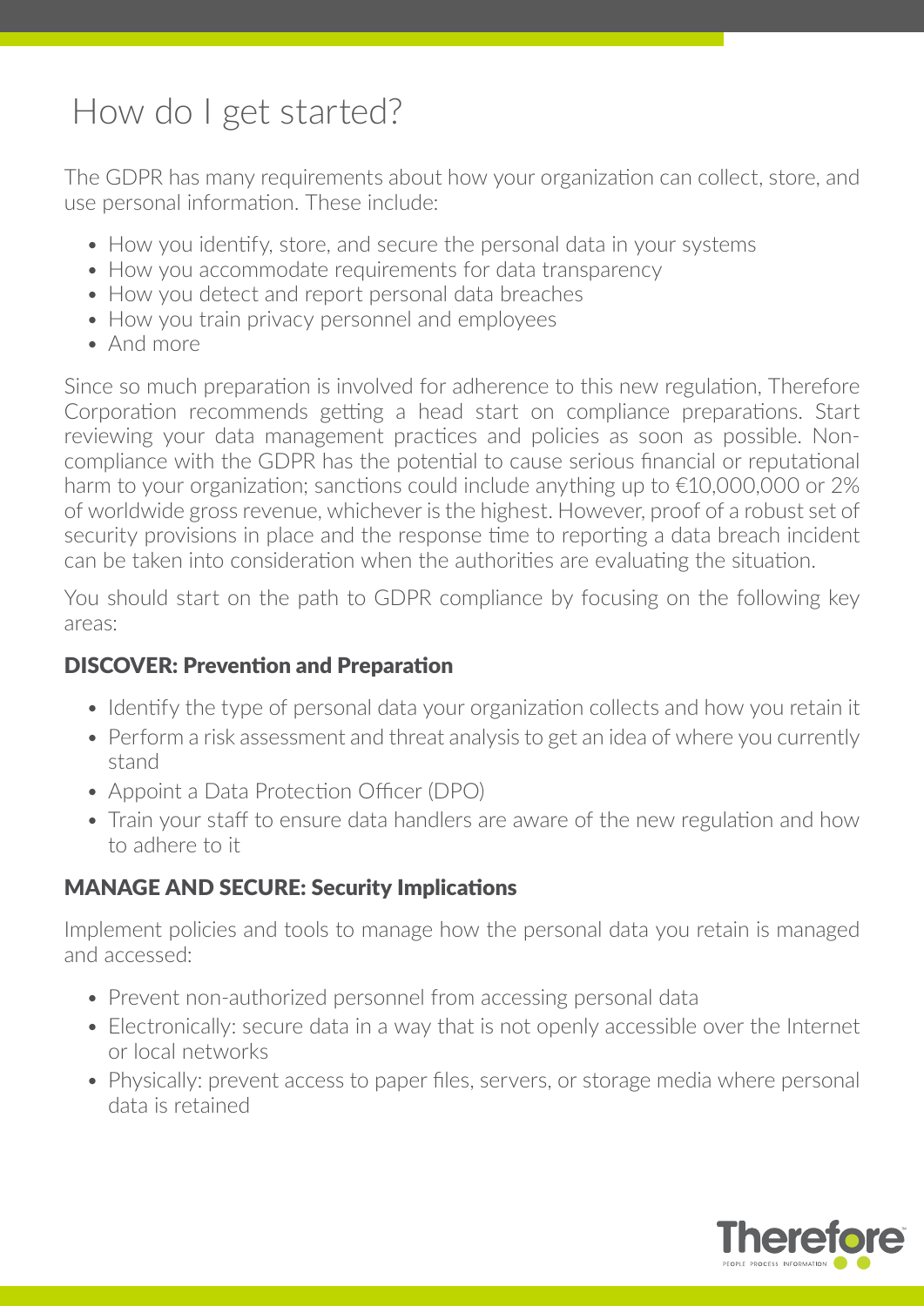# How do I get started?

The GDPR has many requirements about how your organization can collect, store, and use personal information. These include:

- How you identify, store, and secure the personal data in your systems
- How you accommodate requirements for data transparency
- How you detect and report personal data breaches
- How you train privacy personnel and employees
- And more

Since so much preparation is involved for adherence to this new regulation, Therefore Corporation recommends getting a head start on compliance preparations. Start reviewing your data management practices and policies as soon as possible. Non-compliance with the GDPR has the potential to cause serious financial or reputational harm to your organization; sanctions could include anything up to €10,000,000 or 2% of worldwide gross revenue, whichever is the highest. However, proof of a robust set of security provisions in place and the response time to reporting a data breach incident can be taken into consideration when the authorities are evaluating the situation.

You should start on the path to GDPR compliance by focusing on the following key areas:

### DISCOVER: Prevention and Preparation

- Identify the type of personal data your organization collects and how you retain it
- Perform a risk assessment and threat analysis to get an idea of where you currently stand
- Appoint a Data Protection Officer (DPO)
- Train your staff to ensure data handlers are aware of the new regulation and how to adhere to it

### MANAGE AND SECURE: Security Implications

Implement policies and tools to manage how the personal data you retain is managed and accessed:

- Prevent non-authorized personnel from accessing personal data
- Electronically: secure data in a way that is not openly accessible over the Internet or local networks
- Physically: prevent access to paper files, servers, or storage media where personal data is retained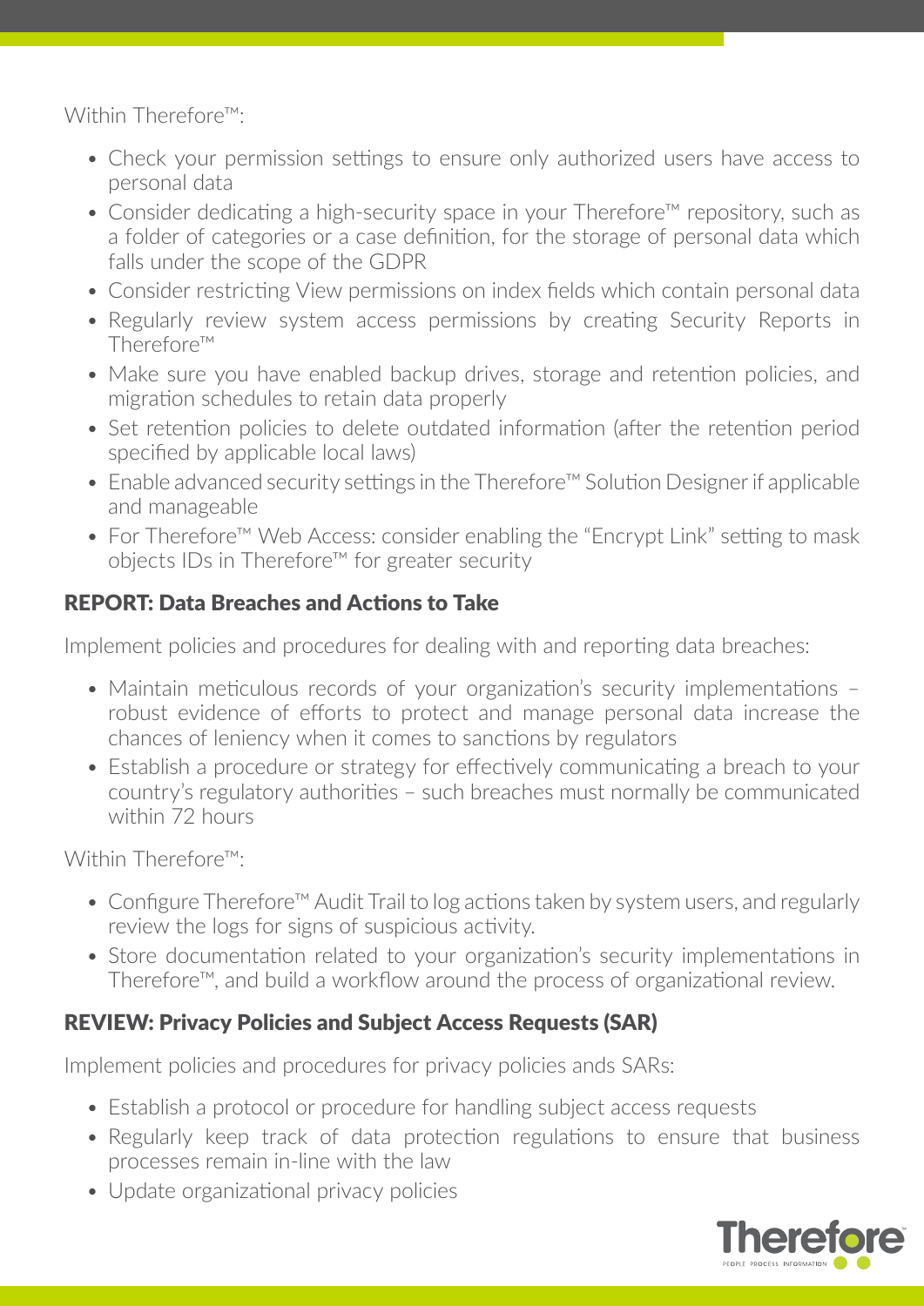Within Therefore™:

- Check your permission settings to ensure only authorized users have access to personal data
- Consider dedicating a high-security space in your Therefore™ repository, such as a folder of categories or a case definition, for the storage of personal data which falls under the scope of the GDPR
- Consider restricting View permissions on index fields which contain personal data
- Regularly review system access permissions by creating Security Reports in Therefore™
- Make sure you have enabled backup drives, storage and retention policies, and migration schedules to retain data properly
- Set retention policies to delete outdated information (after the retention period specified by applicable local laws)
- Enable advanced security settings in the Therefore™ Solution Designer if applicable and manageable
- For Therefore™ Web Access: consider enabling the "Encrypt Link" setting to mask objects IDs in Therefore™ for greater security

## REPORT: Data Breaches and Actions to Take

Implement policies and procedures for dealing with and reporting data breaches:

- Maintain meticulous records of your organization's security implementations – robust evidence of efforts to protect and manage personal data increase the chances of leniency when it comes to sanctions by regulators
- Establish a procedure or strategy for effectively communicating a breach to your country's regulatory authorities – such breaches must normally be communicated within 72 hours

Within Therefore™:

- Configure Therefore™ Audit Trail to log actions taken by system users, and regularly review the logs for signs of suspicious activity.
- Store documentation related to your organization's security implementations in Therefore™, and build a workflow around the process of organizational review.

## REVIEW: Privacy Policies and Subject Access Requests (SAR)

Implement policies and procedures for privacy policies ands SARs:

- Establish a protocol or procedure for handling subject access requests
- Regularly keep track of data protection regulations to ensure that business processes remain in-line with the law
- Update organizational privacy policies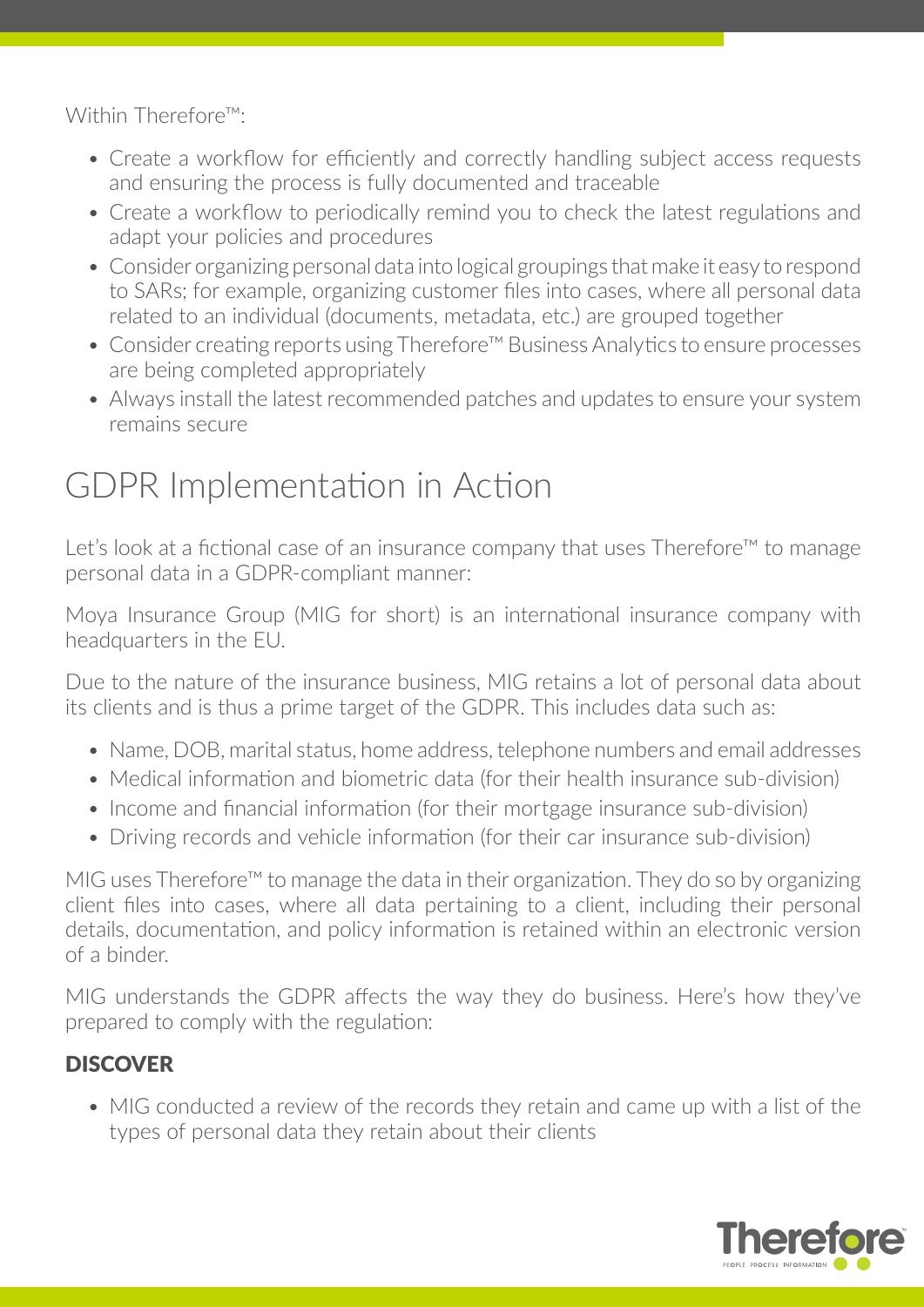Within Therefore™:

- Create a workflow for efficiently and correctly handling subject access requests and ensuring the process is fully documented and traceable
- Create a workflow to periodically remind you to check the latest regulations and adapt your policies and procedures
- Consider organizing personal data into logical groupings that make it easy to respond to SARs; for example, organizing customer files into cases, where all personal data related to an individual (documents, metadata, etc.) are grouped together
- Consider creating reports using Therefore™ Business Analytics to ensure processes are being completed appropriately
- Always install the latest recommended patches and updates to ensure your system remains secure

# GDPR Implementation in Action

Let's look at a fictional case of an insurance company that uses Therefore™ to manage personal data in a GDPR-compliant manner:

Moya Insurance Group (MIG for short) is an international insurance company with headquarters in the EU.

Due to the nature of the insurance business, MIG retains a lot of personal data about its clients and is thus a prime target of the GDPR. This includes data such as:

- Name, DOB, marital status, home address, telephone numbers and email addresses
- Medical information and biometric data (for their health insurance sub-division)
- Income and financial information (for their mortgage insurance sub-division)
- Driving records and vehicle information (for their car insurance sub-division)

MIG uses Therefore™ to manage the data in their organization. They do so by organizing client files into cases, where all data pertaining to a client, including their personal details, documentation, and policy information is retained within an electronic version of a binder.

MIG understands the GDPR affects the way they do business. Here's how they've prepared to comply with the regulation:

### DISCOVER

- MIG conducted a review of the records they retain and came up with a list of the types of personal data they retain about their clients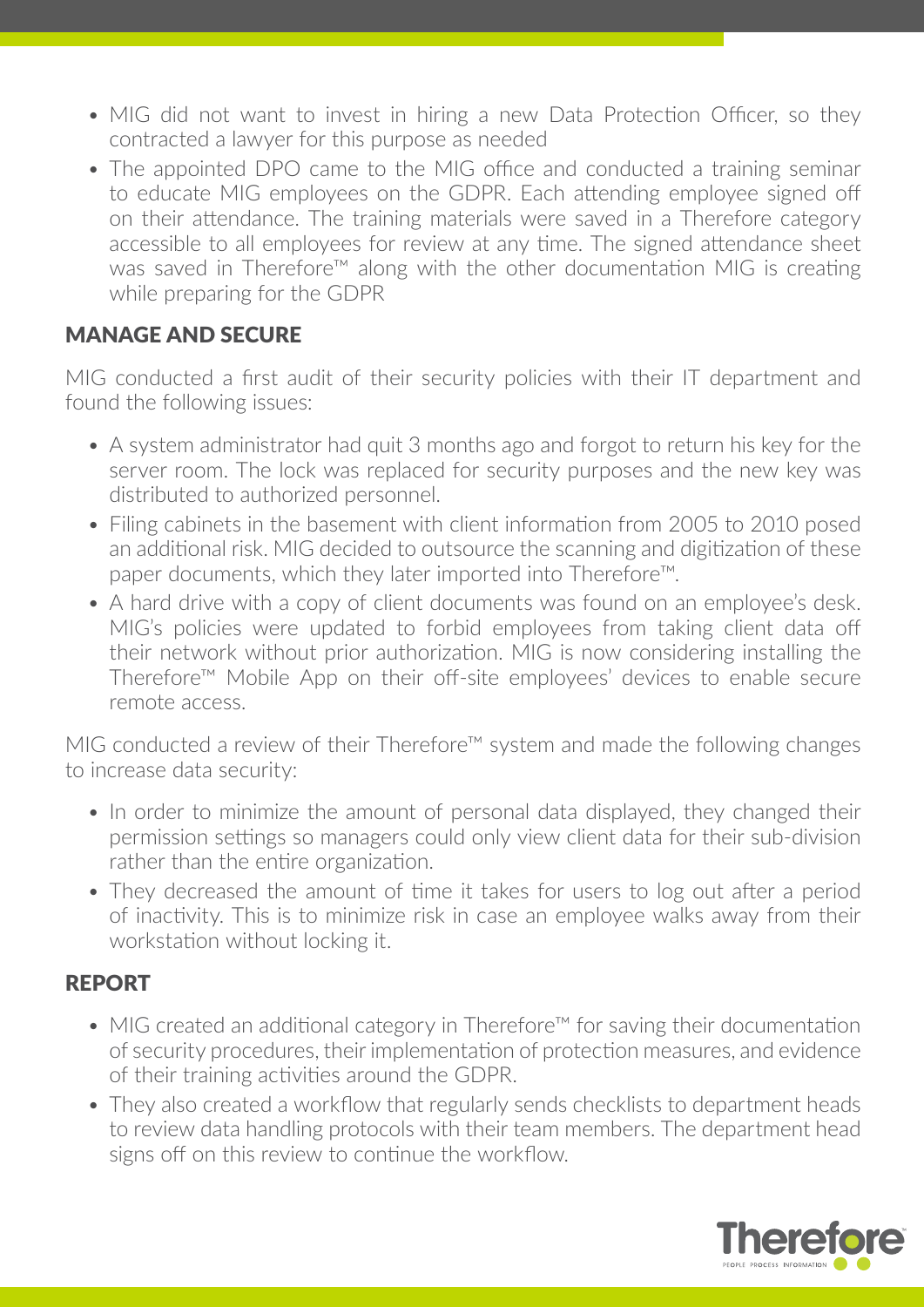- MIG did not want to invest in hiring a new Data Protection Officer, so they contracted a lawyer for this purpose as needed
- The appointed DPO came to the MIG office and conducted a training seminar to educate MIG employees on the GDPR. Each attending employee signed off on their attendance. The training materials were saved in a Therefore category accessible to all employees for review at any time. The signed attendance sheet was saved in Therefore™ along with the other documentation MIG is creating while preparing for the GDPR

## MANAGE AND SECURE

MIG conducted a first audit of their security policies with their IT department and found the following issues:

- A system administrator had quit 3 months ago and forgot to return his key for the server room. The lock was replaced for security purposes and the new key was distributed to authorized personnel.
- Filing cabinets in the basement with client information from 2005 to 2010 posed an additional risk. MIG decided to outsource the scanning and digitization of these paper documents, which they later imported into Therefore™.
- A hard drive with a copy of client documents was found on an employee's desk. MIG's policies were updated to forbid employees from taking client data off their network without prior authorization. MIG is now considering installing the Therefore™ Mobile App on their off-site employees' devices to enable secure remote access.

MIG conducted a review of their Therefore™ system and made the following changes to increase data security:

- In order to minimize the amount of personal data displayed, they changed their permission settings so managers could only view client data for their sub-division rather than the entire organization.
- They decreased the amount of time it takes for users to log out after a period of inactivity. This is to minimize risk in case an employee walks away from their workstation without locking it.

## REPORT

- MIG created an additional category in Therefore™ for saving their documentation of security procedures, their implementation of protection measures, and evidence of their training activities around the GDPR.
- They also created a workflow that regularly sends checklists to department heads to review data handling protocols with their team members. The department head signs off on this review to continue the workflow.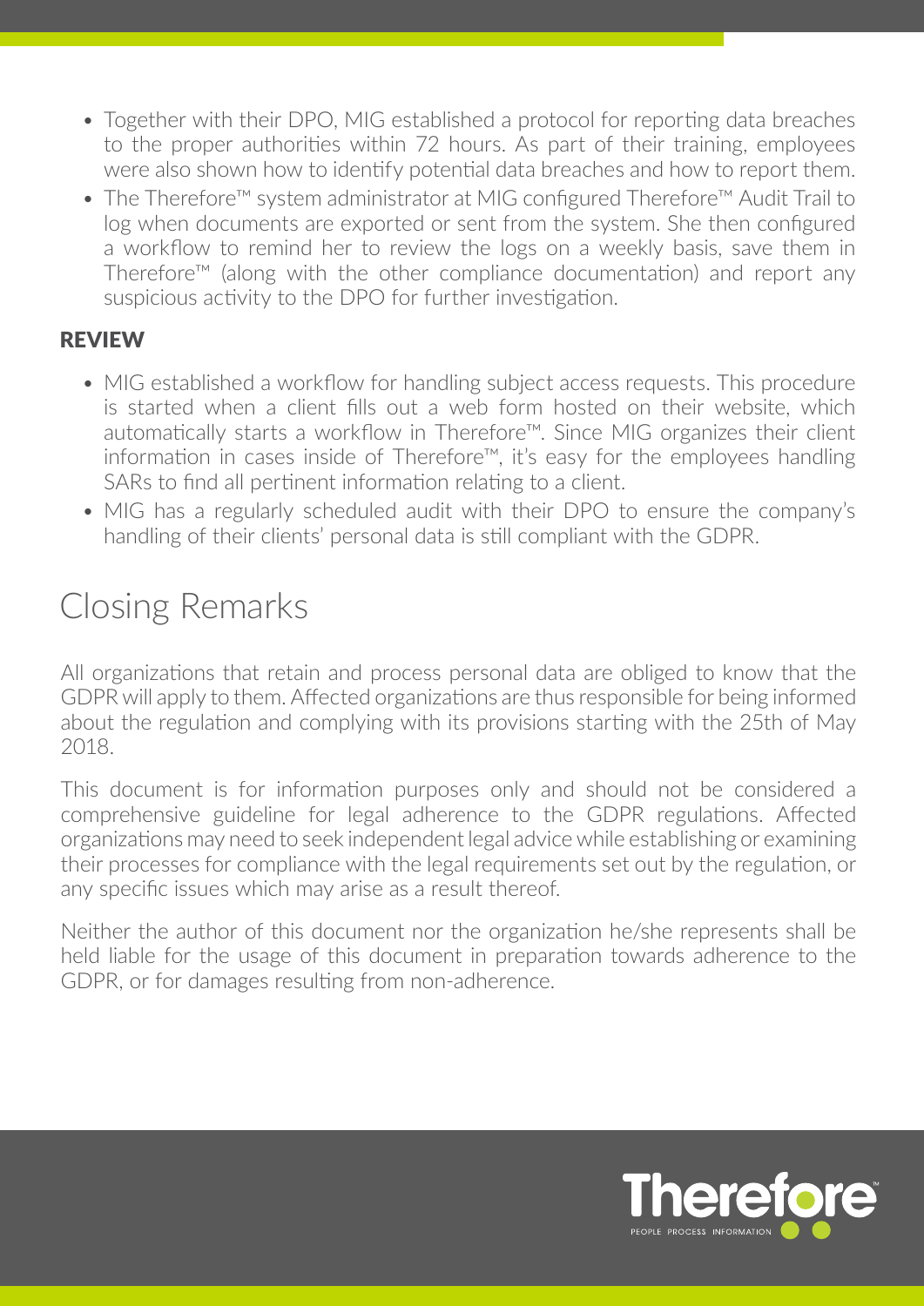- Together with their DPO, MIG established a protocol for reporting data breaches to the proper authorities within 72 hours. As part of their training, employees were also shown how to identify potential data breaches and how to report them.
- The Therefore™ system administrator at MIG configured Therefore™ Audit Trail to log when documents are exported or sent from the system. She then configured a workflow to remind her to review the logs on a weekly basis, save them in Therefore™ (along with the other compliance documentation) and report any suspicious activity to the DPO for further investigation.

### REVIEW

- MIG established a workflow for handling subject access requests. This procedure is started when a client fills out a web form hosted on their website, which automatically starts a workflow in Therefore™. Since MIG organizes their client information in cases inside of Therefore™, it's easy for the employees handling SARs to find all pertinent information relating to a client.
- MIG has a regularly scheduled audit with their DPO to ensure the company's handling of their clients' personal data is still compliant with the GDPR.

## Closing Remarks

All organizations that retain and process personal data are obliged to know that the GDPR will apply to them. Affected organizations are thus responsible for being informed about the regulation and complying with its provisions starting with the 25th of May 2018.

This document is for information purposes only and should not be considered a comprehensive guideline for legal adherence to the GDPR regulations. Affected organizations may need to seek independent legal advice while establishing or examining their processes for compliance with the legal requirements set out by the regulation, or any specific issues which may arise as a result thereof.

Neither the author of this document nor the organization he/she represents shall be held liable for the usage of this document in preparation towards adherence to the GDPR, or for damages resulting from non-adherence.